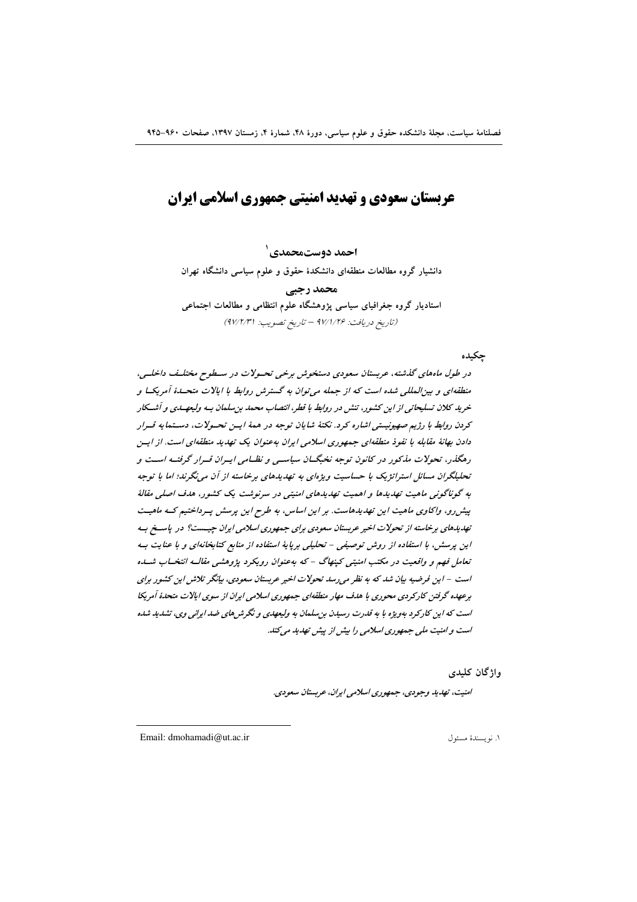# عربستان سعودی و تهدید امنیتی جمهوری اسلامی ایران

**احمد دوست‌محمدی**[1]

دانشیار گروه مطالعات منطقه‌ای دانشکدهٔ حقوق و علوم سیاسی دانشگاه تهران

**محمد رجبی**

استادیار گروه جغرافیای سیاسی پژوهشگاه علوم انتظامی و مطالعات اجتماعی

(تاریخ دریافت: ۹۷/۱/۲۶ – تاریخ تصویب: ۹۷/۲/۳۱)

## چکیده

*در طول ماه‌های گذشته، عربستان سعودی دستخوش برخی تحولات در سطوح مختلف داخلی، منطقه‌ای و بین‌المللی شده است که از جمله می‌توان به گسترش روابط با ایالات متحدهٔ آمریکا و خرید کلان تسلیحاتی از این کشور، تنش در روابط با قطر، انتصاب محمد بن‌سلمان به ولیعهدی و آشکار کردن روابط با رژیم صهیونیستی اشاره کرد. نکتهٔ شایان توجه در همهٔ این تحولات، دستمایه قرار دادن بهانهٔ مقابله با نفوذ منطقه‌ای جمهوری اسلامی ایران به‌عنوان یک تهدید منطقه‌ای است. از این رهگذر، تحولات مذکور در کانون توجه نخبگان سیاسی و نظامی ایران قرار گرفته است و تحلیلگران مسائل استراتژیک با حساسیت ویژه‌ای به تهدیدهای برخاسته از آن می‌نگرند؛ اما با توجه به گوناگونی ماهیت تهدیدها و اهمیت تهدیدهای امنیتی در سرنوشت یک کشور، هدف اصلی مقالهٔ پیش‌رو، واکاوی ماهیت این تهدیدهاست. بر این اساس، به طرح این پرسش پرداختیم که ماهیت تهدیدهای برخاسته از تحولات اخیر عربستان سعودی برای جمهوری اسلامی ایران چیست؟ در پاسخ به این پرسش، با استفاده از روش توصیفی - تحلیلی برپایهٔ استفاده از منابع کتابخانه‌ای و با عنایت به تعامل فهم و واقعیت در مکتب امنیتی کپنهاگ - که به‌عنوان رویکرد پژوهشی مقاله انتخاب شده است - این فرضیه بیان شد که به نظر می‌رسد تحولات اخیر عربستان سعودی، بیانگر تلاش این کشور برای برعهده گرفتن کارکردی محوری با هدف مهار منطقه‌ای جمهوری اسلامی ایران از سوی ایالات متحدهٔ آمریکا است که این کارکرد به‌ویژه با به قدرت رسیدن بن‌سلمان به ولیعهدی و نگرش‌های ضد ایرانی وی، تشدید شده است و امنیت ملی جمهوری اسلامی را بیش از پیش تهدید می‌کند.*

## واژگان کلیدی

*امنیت، تهدید وجودی، جمهوری اسلامی ایران، عربستان سعودی.*

---

[1] نویسندهٔ مسئول — Email: dmohamadi@ut.ac.ir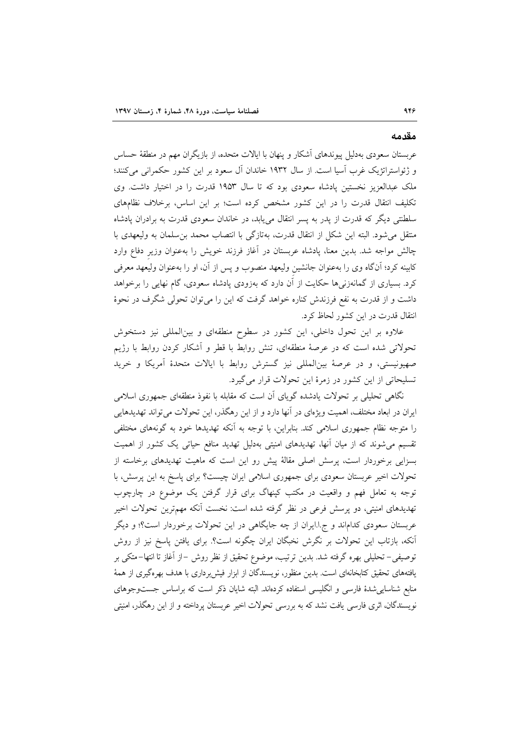## مقدمه

عربستان سعودی به‌دلیل پیوندهای آشکار و پنهان با ایالات متحده، از بازیگران مهم در منطقهٔ حساس و ژئواستراتژیک غرب آسیا است. از سال ۱۹۳۲ خاندان آل سعود بر این کشور حکمرانی می‌کنند؛ ملک عبدالعزیز نخستین پادشاه سعودی بود که تا سال ۱۹۵۳ قدرت را در اختیار داشت. وی تکلیف انتقال قدرت را در این کشور مشخص کرده است؛ بر این اساس، برخلاف نظام‌های سلطنتی دیگر که قدرت از پدر به پسر انتقال می‌یابد، در خاندان سعودی قدرت به برادران پادشاه منتقل می‌شود. البته این شکل از انتقال قدرت، به‌تازگی با انتصاب محمد بن‌سلمان به ولیعهدی با چالش مواجه شد. بدین معنا، پادشاه عربستان در آغاز فرزند خویش را به‌عنوان وزیر دفاع وارد کابینه کرد؛ آن‌گاه وی را به‌عنوان جانشین ولیعهد منصوب و پس از آن، او را به‌عنوان ولیعهد معرفی کرد. بسیاری از گمانه‌زنی‌ها حکایت از آن دارد که به‌زودی پادشاه سعودی، گام نهایی را برخواهد داشت و از قدرت به نفع فرزندش کناره خواهد گرفت که این را می‌توان تحولی شگرف در نحوهٔ انتقال قدرت در این کشور لحاظ کرد.

علاوه بر این تحول داخلی، این کشور در سطوح منطقه‌ای و بین‌المللی نیز دستخوش تحولاتی شده است که در عرصهٔ منطقه‌ای، تنش روابط با قطر و آشکار کردن روابط با رژیم صهیونیستی، و در عرصهٔ بین‌المللی نیز گسترش روابط با ایالات متحدهٔ آمریکا و خرید تسلیحاتی از این کشور در زمرهٔ این تحولات قرار می‌گیرد.

نگاهی تحلیلی بر تحولات یادشده گویای آن است که مقابله با نفوذ منطقه‌ای جمهوری اسلامی ایران در ابعاد مختلف، اهمیت ویژه‌ای در آنها دارد و از این رهگذر، این تحولات می‌تواند تهدیدهایی را متوجه نظام جمهوری اسلامی کند. بنابراین، با توجه به آنکه تهدیدها خود به گونه‌های مختلفی تقسیم می‌شوند که از میان آنها، تهدیدهای امنیتی به‌دلیل تهدید منافع حیاتی یک کشور از اهمیت بسزایی برخوردار است، پرسش اصلی مقالهٔ پیش رو این است که ماهیت تهدیدهای برخاسته از تحولات اخیر عربستان سعودی برای جمهوری اسلامی ایران چیست؟ برای پاسخ به این پرسش، با توجه به تعامل فهم و واقعیت در مکتب کپنهاگ برای قرار گرفتن یک موضوع در چارچوب تهدیدهای امنیتی، دو پرسش فرعی در نظر گرفته شده است: نخست آنکه مهم‌ترین تحولات اخیر عربستان سعودی کدام‌اند و ج.ا.ایران از چه جایگاهی در این تحولات برخوردار است؟؛ و دیگر آنکه، بازتاب این تحولات بر نگرش نخبگان ایران چگونه است؟. برای یافتن پاسخ نیز از روش توصیفی- تحلیلی بهره گرفته شد. بدین ترتیب، موضوع تحقیق از نظر روش -از آغاز تا انتها- متکی بر یافته‌های تحقیق کتابخانه‌ای است. بدین منظور، نویسندگان از ابزار فیش‌برداری با هدف بهره‌گیری از همهٔ منابع شناسایی‌شدهٔ فارسی و انگلیسی استفاده کرده‌اند. البته شایان ذکر است که براساس جست‌وجوهای نویسندگان، اثری فارسی یافت نشد که به بررسی تحولات اخیر عربستان پرداخته و از این رهگذر، امنیتی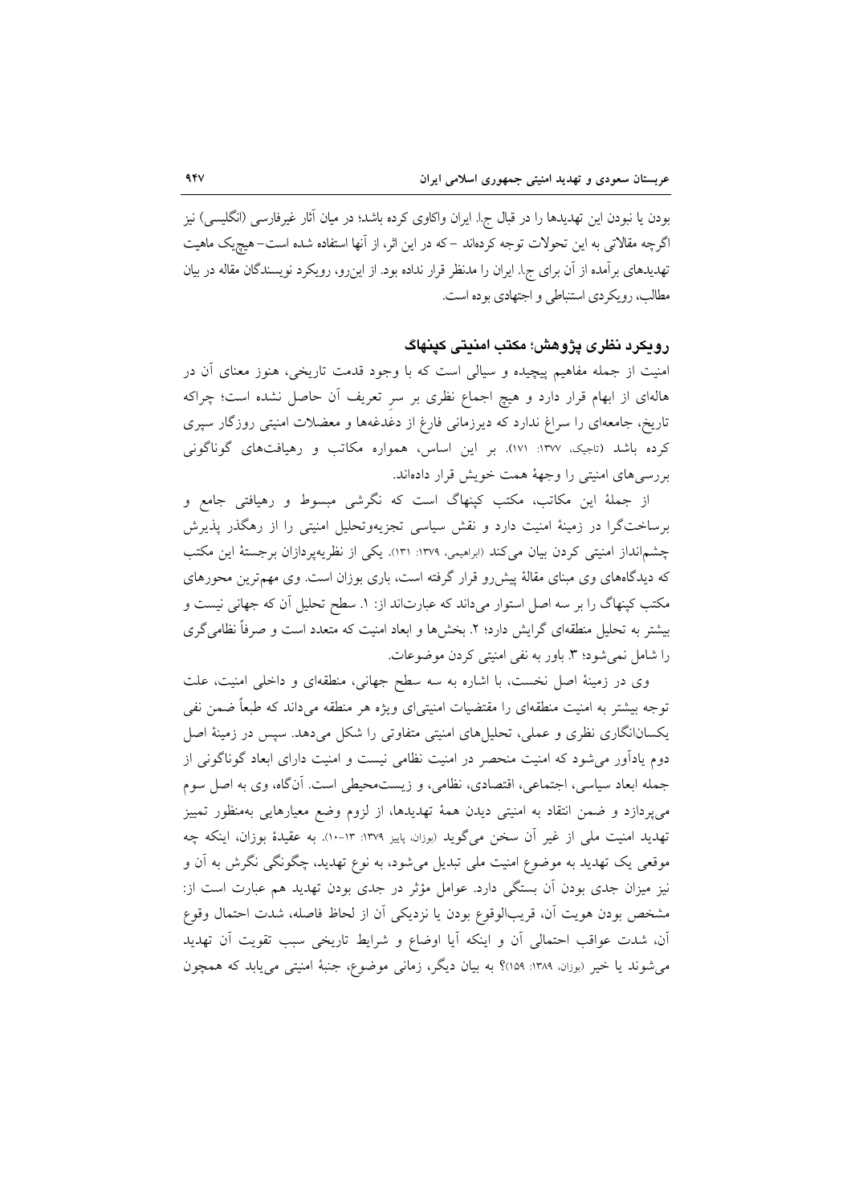بودن یا نبودن این تهدیدها را در قبال ج.ا. ایران واکاوی کرده باشد؛ در میان آثار غیرفارسی (انگلیسی) نیز اگرچه مقالاتی به این تحولات توجه کرده‌اند –که در این اثر، از آنها استفاده شده است– هیچ‌یک ماهیت تهدیدهای برآمده از آن برای ج.ا. ایران را مدنظر قرار نداده بود. از این‌رو، رویکرد نویسندگان مقاله در بیان مطالب، رویکردی استنباطی و اجتهادی بوده است.

## رویکرد نظری پژوهش؛ مکتب امنیتی کپنهاگ

امنیت از جمله مفاهیم پیچیده و سیالی است که با وجود قدمت تاریخی، هنوز معنای آن در هاله‌ای از ابهام قرار دارد و هیچ اجماع نظری بر سرِ تعریف آن حاصل نشده است؛ چراکه تاریخ، جامعه‌ای را سراغ ندارد که دیرزمانی فارغ از دغدغه‌ها و معضلات امنیتی روزگار سپری کرده باشد (تاجیک، ۱۳۷۷: ۱۷۱). بر این اساس، همواره مکاتب و رهیافت‌های گوناگونی بررسی‌های امنیتی را وجهۀ همت خویش قرار داده‌اند.

از جملۀ این مکاتب، مکتب کپنهاگ است که نگرشی مبسوط و رهیافتی جامع و برساخت‌گرا در زمینۀ امنیت دارد و نقش سیاسی تجزیه‌وتحلیل امنیتی را از رهگذر پذیرش چشم‌انداز امنیتی کردن بیان می‌کند (ابراهیمی، ۱۳۷۹: ۱۳۱). یکی از نظریه‌پردازان برجستۀ این مکتب که دیدگاه‌های وی مبنای مقالۀ پیش‌رو قرار گرفته است، باری بوزان است. وی مهم‌ترین محورهای مکتب کپنهاگ را بر سه اصل استوار می‌داند که عبارت‌اند از: ۱. سطح تحلیل آن که جهانی نیست و بیشتر به تحلیل منطقه‌ای گرایش دارد؛ ۲. بخش‌ها و ابعاد امنیت که متعدد است و صرفاً نظامی‌گری را شامل نمی‌شود؛ ۳. باور به نفی امنیتی کردن موضوعات.

وی در زمینۀ اصل نخست، با اشاره به سه سطح جهانی، منطقه‌ای و داخلی امنیت، علت توجه بیشتر به امنیت منطقه‌ای را مقتضیات امنیتی‌ای ویژه هر منطقه می‌داند که طبعاً ضمن نفی یکسان‌انگاری نظری و عملی، تحلیل‌های امنیتی متفاوتی را شکل می‌دهد. سپس در زمینۀ اصل دوم یادآور می‌شود که امنیت منحصر در امنیت نظامی نیست و امنیت دارای ابعاد گوناگونی از جمله ابعاد سیاسی، اجتماعی، اقتصادی، نظامی، و زیست‌محیطی است. آن‌گاه، وی به اصل سوم می‌پردازد و ضمن انتقاد به امنیتی دیدن همۀ تهدیدها، از لزوم وضع معیارهایی به‌منظور تمییز تهدید امنیت ملی از غیر آن سخن می‌گوید (بوزان، پاییز ۱۳۷۹: ۱۳-۱۰). به عقیدۀ بوزان، اینکه چه موقعی یک تهدید به موضوع امنیت ملی تبدیل می‌شود، به نوع تهدید، چگونگی نگرش به آن و نیز میزان جدی بودن آن بستگی دارد. عوامل مؤثر در جدی بودن تهدید هم عبارت است از: مشخص بودن هویت آن، قریب‌الوقوع بودن یا نزدیکی آن از لحاظ فاصله، شدت احتمال وقوع آن، شدت عواقب احتمالی آن و اینکه آیا اوضاع و شرایط تاریخی سبب تقویت آن تهدید می‌شوند یا خیر (بوزان، ۱۳۸۹: ۱۵۹)؟ به بیان دیگر، زمانی موضوع، جنبۀ امنیتی می‌یابد که همچون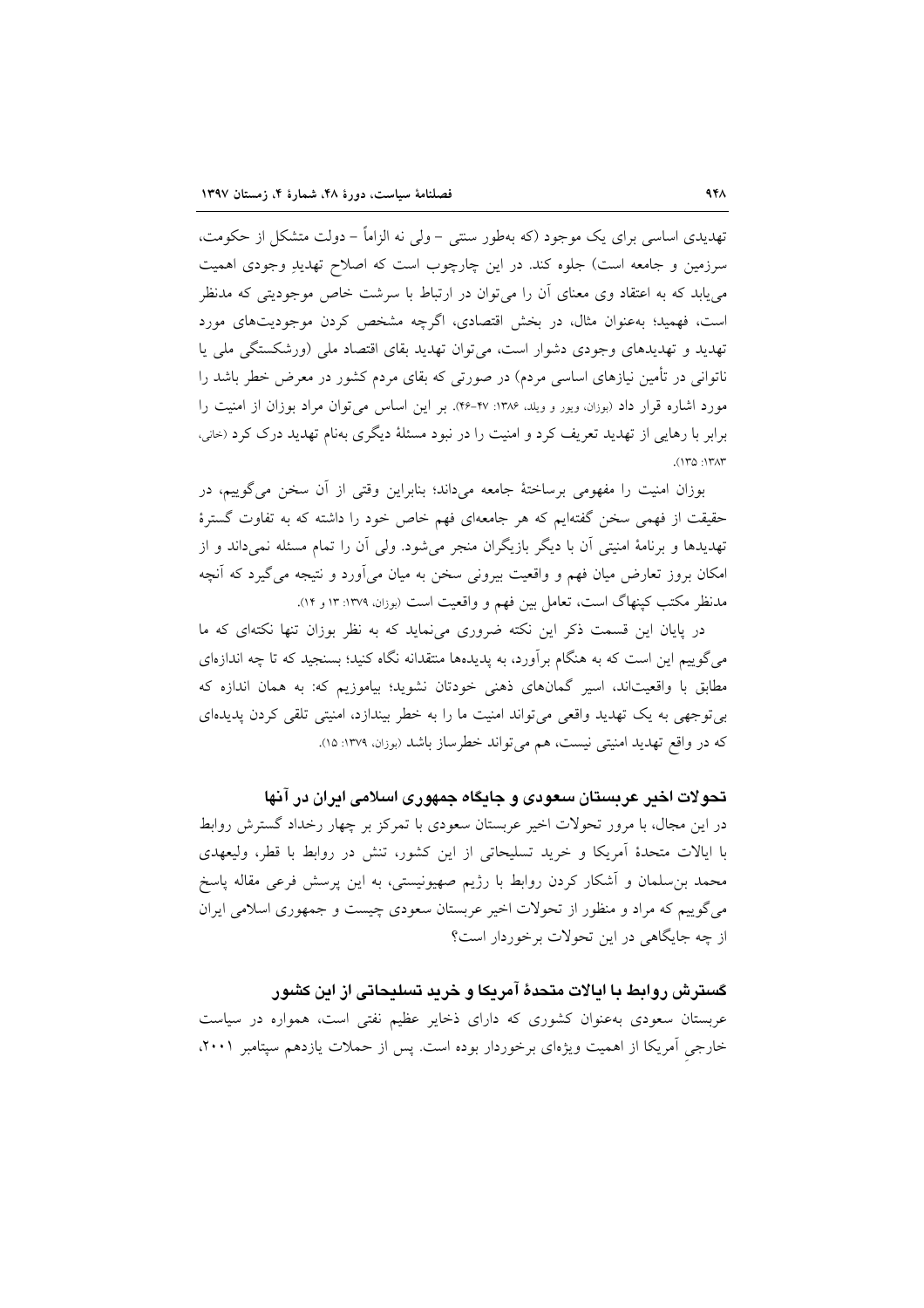تهدیدی اساسی برای یک موجود (که به‌طور سنتی – ولی نه الزاماً – دولت متشکل از حکومت، سرزمین و جامعه است) جلوه کند. در این چارچوب است که اصلاح تهدیدِ وجودی اهمیت می‌یابد که به اعتقاد وی معنای آن را می‌توان در ارتباط با سرشت خاص موجودیتی که مدنظر است، فهمید؛ به‌عنوان مثال، در بخش اقتصادی، اگرچه مشخص کردن موجودیت‌های مورد تهدید و تهدیدهای وجودی دشوار است، می‌توان تهدید بقای اقتصاد ملی (ورشکستگی ملی یا ناتوانی در تأمین نیازهای اساسی مردم) در صورتی که بقای مردم کشور در معرض خطر باشد را مورد اشاره قرار داد (بوزان، ویور و ویلد، ۱۳۸۶: ۴۷-۴۶). بر این اساس می‌توان مراد بوزان از امنیت را برابر با رهایی از تهدید تعریف کرد و امنیت را در نبود مسئلهٔ دیگری به‌نام تهدید درک کرد (خانی، ۱۳۸۳: ۱۳۵).

بوزان امنیت را مفهومی برساختهٔ جامعه می‌داند؛ بنابراین وقتی از آن سخن می‌گوییم، در حقیقت از فهمی سخن گفته‌ایم که هر جامعه‌ای فهم خاص خود را داشته که به تفاوت گسترهٔ تهدیدها و برنامهٔ امنیتی آن با دیگر بازیگران منجر می‌شود. ولی آن را تمام مسئله نمی‌داند و از امکان بروز تعارض میان فهم و واقعیت بیرونی سخن به میان می‌آورد و نتیجه می‌گیرد که آنچه مدنظر مکتب کپنهاگ است، تعامل بین فهم و واقعیت است (بوزان، ۱۳۷۹: ۱۳ و ۱۴).

در پایان این قسمت ذکر این نکته ضروری می‌نماید که به نظر بوزان تنها نکته‌ای که ما می‌گوییم این است که به هنگام برآورد، به پدیده‌ها منتقدانه نگاه کنید؛ بسنجید که تا چه اندازه‌ای مطابق با واقعیت‌اند، اسیر گمان‌های ذهنی خودتان نشوید؛ بیاموزیم که: به همان اندازه که بی‌توجهی به یک تهدید واقعی می‌تواند امنیت ما را به خطر بیندازد، امنیتی تلقی کردن پدیده‌ای که در واقع تهدید امنیتی نیست، هم می‌تواند خطرساز باشد (بوزان، ۱۳۷۹: ۱۵).

## تحولات اخیر عربستان سعودی و جایگاه جمهوری اسلامی ایران در آنها

در این مجال، با مرور تحولات اخیر عربستان سعودی با تمرکز بر چهار رخداد گسترش روابط با ایالات متحدهٔ آمریکا و خرید تسلیحاتی از این کشور، تنش در روابط با قطر، ولیعهدی محمد بن‌سلمان و آشکار کردن روابط با رژیم صهیونیستی، به این پرسش فرعی مقاله پاسخ می‌گوییم که مراد و منظور از تحولات اخیر عربستان سعودی چیست و جمهوری اسلامی ایران از چه جایگاهی در این تحولات برخوردار است؟

### گسترش روابط با ایالات متحدهٔ آمریکا و خرید تسلیحاتی از این کشور

عربستان سعودی به‌عنوان کشوری که دارای ذخایر عظیم نفتی است، همواره در سیاست خارجیِ آمریکا از اهمیت ویژه‌ای برخوردار بوده است. پس از حملات یازدهم سپتامبر ۲۰۰۱،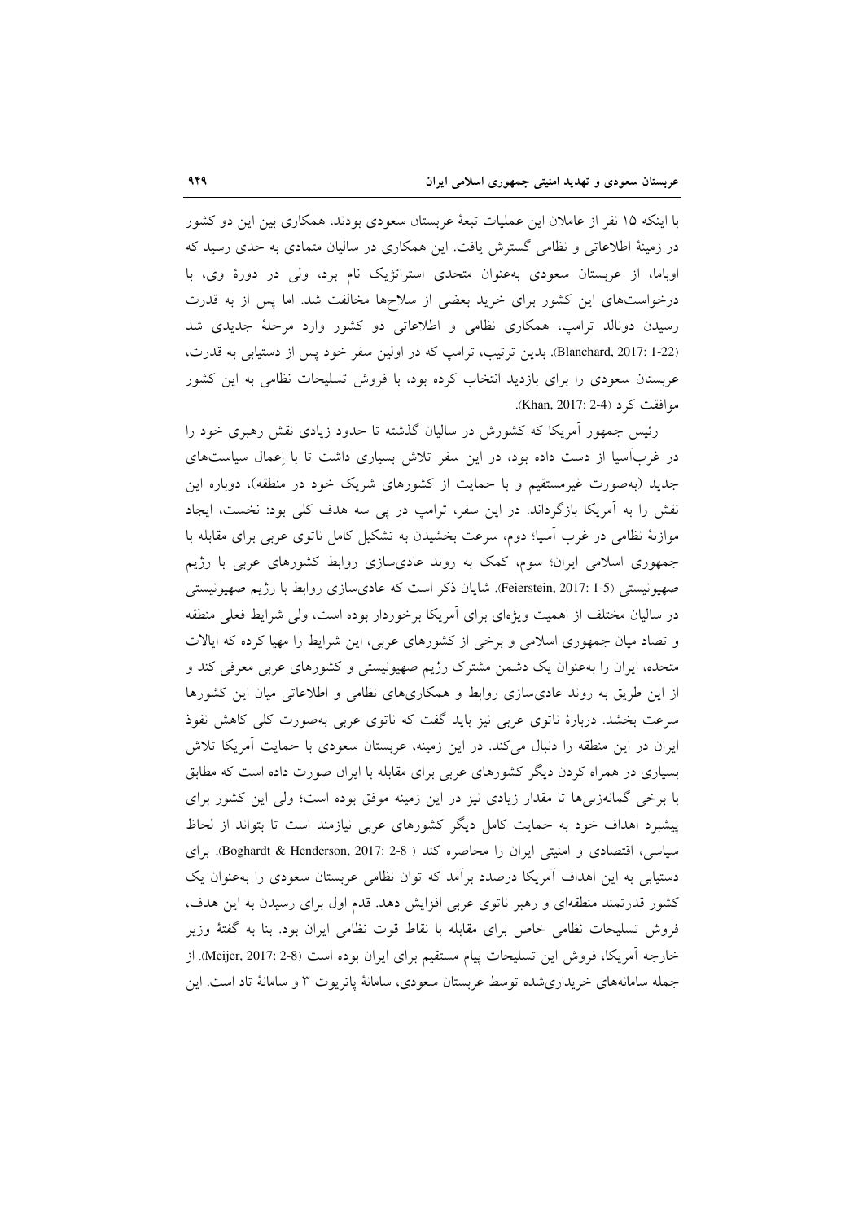با اینکه ۱۵ نفر از عاملان این عملیات تبعهٔ عربستان سعودی بودند، همکاری بین این دو کشور در زمینهٔ اطلاعاتی و نظامی گسترش یافت. این همکاری در سالیان متمادی به حدی رسید که اوباما، از عربستان سعودی به‌عنوان متحدی استراتژیک نام برد، ولی در دورهٔ وی، با درخواست‌های این کشور برای خرید بعضی از سلاح‌ها مخالفت شد. اما پس از به قدرت رسیدن دونالد ترامپ، همکاری نظامی و اطلاعاتی دو کشور وارد مرحلهٔ جدیدی شد (Blanchard, 2017: 1-22). بدین ترتیب، ترامپ که در اولین سفر خود پس از دستیابی به قدرت، عربستان سعودی را برای بازدید انتخاب کرده بود، با فروش تسلیحات نظامی به این کشور موافقت کرد (Khan, 2017: 2-4).

رئیس جمهور آمریکا که کشورش در سالیان گذشته تا حدود زیادی نقش رهبری خود را در غرب‌آسیا از دست داده بود، در این سفر تلاش بسیاری داشت تا با اِعمال سیاست‌های جدید (به‌صورت غیرمستقیم و با حمایت از کشورهای شریک خود در منطقه)، دوباره این نقش را به آمریکا بازگرداند. در این سفر، ترامپ در پی سه هدف کلی بود: نخست، ایجاد موازنهٔ نظامی در غرب آسیا؛ دوم، سرعت بخشیدن به تشکیل کامل ناتوی عربی برای مقابله با جمهوری اسلامی ایران؛ سوم، کمک به روند عادی‌سازی روابط کشورهای عربی با رژیم صهیونیستی (Feierstein, 2017: 1-5). شایان ذکر است که عادی‌سازی روابط با رژیم صهیونیستی در سالیان مختلف از اهمیت ویژه‌ای برای آمریکا برخوردار بوده است، ولی شرایط فعلی منطقه و تضاد میان جمهوری اسلامی و برخی از کشورهای عربی، این شرایط را مهیا کرده که ایالات متحده، ایران را به‌عنوان یک دشمن مشترک رژیم صهیونیستی و کشورهای عربی معرفی کند و از این طریق به روند عادی‌سازی روابط و همکاری‌های نظامی و اطلاعاتی میان این کشورها سرعت بخشد. دربارهٔ ناتوی عربی نیز باید گفت که ناتوی عربی به‌صورت کلی کاهش نفوذ ایران در این منطقه را دنبال می‌کند. در این زمینه، عربستان سعودی با حمایت آمریکا تلاش بسیاری در همراه کردن دیگر کشورهای عربی برای مقابله با ایران صورت داده است که مطابق با برخی گمانه‌زنی‌ها تا مقدار زیادی نیز در این زمینه موفق بوده است؛ ولی این کشور برای پیشبرد اهداف خود به حمایت کامل دیگر کشورهای عربی نیازمند است تا بتواند از لحاظ سیاسی، اقتصادی و امنیتی ایران را محاصره کند (Boghardt & Henderson, 2017: 2-8). برای دستیابی به این اهداف آمریکا درصدد برآمد که توان نظامی عربستان سعودی را به‌عنوان یک کشور قدرتمند منطقه‌ای و رهبر ناتوی عربی افزایش دهد. قدم اول برای رسیدن به این هدف، فروش تسلیحات نظامی خاص برای مقابله با نقاط قوت نظامی ایران بود. بنا به گفتهٔ وزیر خارجه آمریکا، فروش این تسلیحات پیام مستقیم برای ایران بوده است (Meijer, 2017: 2-8). از جمله سامانه‌های خریداری‌شده توسط عربستان سعودی، سامانهٔ پاتریوت ۳ و سامانهٔ تاد است. این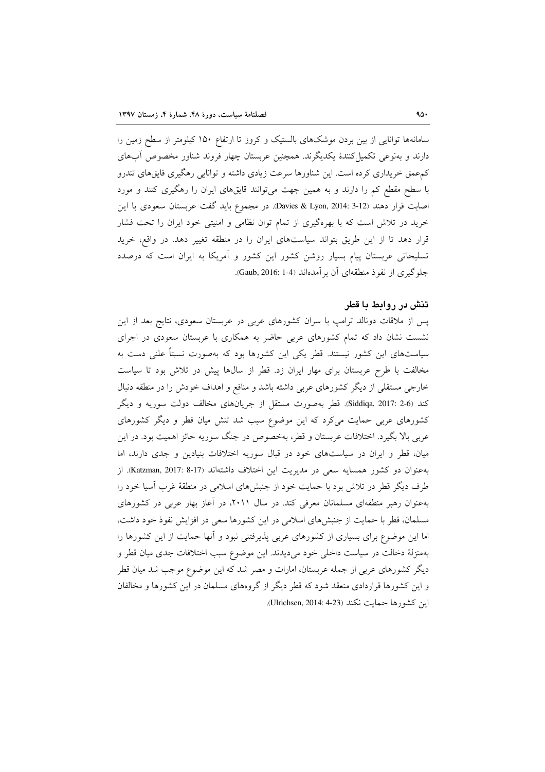سامانه‌ها توانایی از بین بردن موشک‌های بالستیک و کروز تا ارتفاع ۱۵۰ کیلومتر از سطح زمین را دارند و به‌نوعی تکمیل‌کنندهٔ یکدیگرند. همچنین عربستان چهار فروند شناور مخصوص آب‌های کم‌عمق خریداری کرده است. این شناورها سرعت زیادی داشته و توانایی رهگیری قایق‌های تندرو با سطح مقطع کم را دارند و به همین جهت می‌توانند قایق‌های ایران را رهگیری کنند و مورد اصابت قرار دهند (Davies & Lyon, 2014: 3-12). در مجموع باید گفت عربستان سعودی با این خرید در تلاش است که با بهره‌گیری از تمام توان نظامی و امنیتی خود ایران را تحت فشار قرار دهد تا از این طریق بتواند سیاست‌های ایران را در منطقه تغییر دهد. در واقع، خرید تسلیحاتی عربستان پیام بسیار روشن کشور این کشور و آمریکا به ایران است که درصدد جلوگیری از نفوذ منطقه‌ای آن برآمده‌اند (Gaub, 2016: 1-4).

### تنش در روابط با قطر

پس از ملاقات دونالد ترامپ با سران کشورهای عربی در عربستان سعودی، نتایج بعد از این نشست نشان داد که تمام کشورهای عربی حاضر به همکاری با عربستان سعودی در اجرای سیاست‌های این کشور نیستند. قطر یکی این کشورها بود که به‌صورت نسبتاً علنی دست به مخالفت با طرح عربستان برای مهار ایران زد. قطر از سال‌ها پیش در تلاش بود تا سیاست خارجی مستقلی از دیگر کشورهای عربی داشته باشد و منافع و اهداف خودش را در منطقه دنبال کند (Siddiqa, 2017: 2-6). قطر به‌صورت مستقل از جریان‌های مخالف دولت سوریه و دیگر کشورهای عربی حمایت می‌کرد که این موضوع سبب شد تنش میان قطر و دیگر کشورهای عربی بالا بگیرد. اختلافات عربستان و قطر، به‌خصوص در جنگ سوریه حائز اهمیت بود. در این میان، قطر و ایران در سیاست‌های خود در قبال سوریه اختلافات بنیادین و جدی دارند، اما به‌عنوان دو کشور همسایه سعی در مدیریت این اختلاف داشته‌اند (Katzman, 2017: 8-17). از طرف دیگر قطر در تلاش بود با حمایت خود از جنبش‌های اسلامی در منطقهٔ غرب آسیا خود را به‌عنوان رهبر منطقه‌ای مسلمانان معرفی کند. در سال ۲۰۱۱، در آغاز بهار عربی در کشورهای مسلمان، قطر با حمایت از جنبش‌های اسلامی در این کشورها سعی در افزایش نفوذ خود داشت، اما این موضوع برای بسیاری از کشورهای عربی پذیرفتنی نبود و آنها حمایت از این کشورها را به‌منزلهٔ دخالت در سیاست داخلی خود می‌دیدند. این موضوع سبب اختلافات جدی میان قطر و دیگر کشورهای عربی از جمله عربستان، امارات و مصر شد که این موضوع موجب شد میان قطر و این کشورها قراردادی منعقد شود که قطر دیگر از گروه‌های مسلمان در این کشورها و مخالفان این کشورها حمایت نکند (Ulrichsen, 2014: 4-23).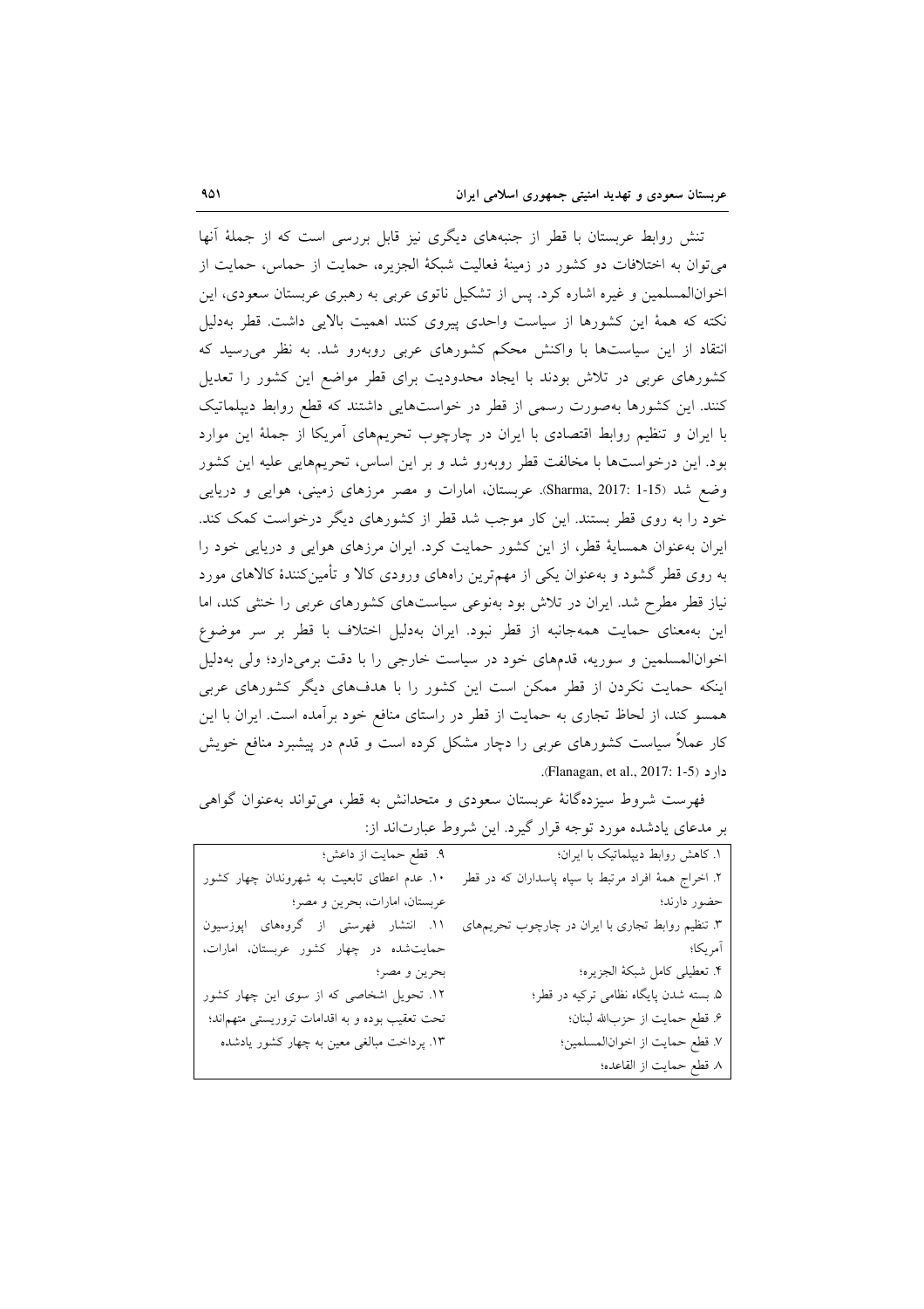تنش روابط عربستان با قطر از جنبه‌های دیگری نیز قابل بررسی است که از جملهٔ آنها می‌توان به اختلافات دو کشور در زمینهٔ فعالیت شبکهٔ الجزیره، حمایت از حماس، حمایت از اخوان‌المسلمین و غیره اشاره کرد. پس از تشکیل ناتوی عربی به رهبری عربستان سعودی، این نکته که همهٔ این کشورها از سیاست واحدی پیروی کنند اهمیت بالایی داشت. قطر به‌دلیل انتقاد از این سیاست‌ها با واکنش محکم کشورهای عربی روبه‌رو شد. به نظر می‌رسید که کشورهای عربی در تلاش بودند با ایجاد محدودیت برای قطر مواضع این کشور را تعدیل کنند. این کشورها به‌صورت رسمی از قطر در خواست‌هایی داشتند که قطع روابط دیپلماتیک با ایران و تنظیم روابط اقتصادی با ایران در چارچوب تحریم‌های آمریکا از جملهٔ این موارد بود. این درخواست‌ها با مخالفت قطر روبه‌رو شد و بر این اساس، تحریم‌هایی علیه این کشور وضع شد (Sharma, 2017: 1-15). عربستان، امارات و مصر مرزهای زمینی، هوایی و دریایی خود را به روی قطر بستند. این کار موجب شد قطر از کشورهای دیگر درخواست کمک کند. ایران به‌عنوان همسایهٔ قطر، از این کشور حمایت کرد. ایران مرزهای هوایی و دریایی خود را به روی قطر گشود و به‌عنوان یکی از مهم‌ترین راه‌های ورودی کالا و تأمین‌کنندهٔ کالاهای مورد نیاز قطر مطرح شد. ایران در تلاش بود به‌نوعی سیاست‌های کشورهای عربی را خنثی کند، اما این به‌معنای حمایت همه‌جانبه از قطر نبود. ایران به‌دلیل اختلاف با قطر بر سر موضوع اخوان‌المسلمین و سوریه، قدم‌های خود در سیاست خارجی را با دقت برمی‌دارد؛ ولی به‌دلیل اینکه حمایت نکردن از قطر ممکن است این کشور را با هدف‌های دیگر کشورهای عربی همسو کند، از لحاظ تجاری به حمایت از قطر در راستای منافع خود برآمده است. ایران با این کار عملاً سیاست کشورهای عربی را دچار مشکل کرده است و قدم در پیشبرد منافع خویش دارد (Flanagan, et al., 2017: 1-5).

فهرست شروط سیزده‌گانهٔ عربستان سعودی و متحدانش به قطر، می‌تواند به‌عنوان گواهی بر مدعای یادشده مورد توجه قرار گیرد. این شروط عبارت‌اند از:

۱. کاهش روابط دیپلماتیک با ایران؛

۲. اخراج همهٔ افراد مرتبط با سپاه پاسداران که در قطر حضور دارند؛

۳. تنظیم روابط تجاری با ایران در چارچوب تحریم‌های آمریکا؛

۴. تعطیلی کامل شبکهٔ الجزیره؛

۵. بسته شدن پایگاه نظامی ترکیه در قطر؛

۶. قطع حمایت از حزب‌الله لبنان؛

۷. قطع حمایت از اخوان‌المسلمین؛

۸. قطع حمایت از القاعده؛

۹. قطع حمایت از داعش؛

۱۰. عدم اعطای تابعیت به شهروندان چهار کشور عربستان، امارات، بحرین و مصر؛

۱۱. انتشار فهرستی از گروه‌های اپوزسیون حمایت‌شده در چهار کشور عربستان، امارات، بحرین و مصر؛

۱۲. تحویل اشخاصی که از سوی این چهار کشور تحت تعقیب بوده و به اقدامات تروریستی متهم‌اند؛

۱۳. پرداخت مبالغی معین به چهار کشور یادشده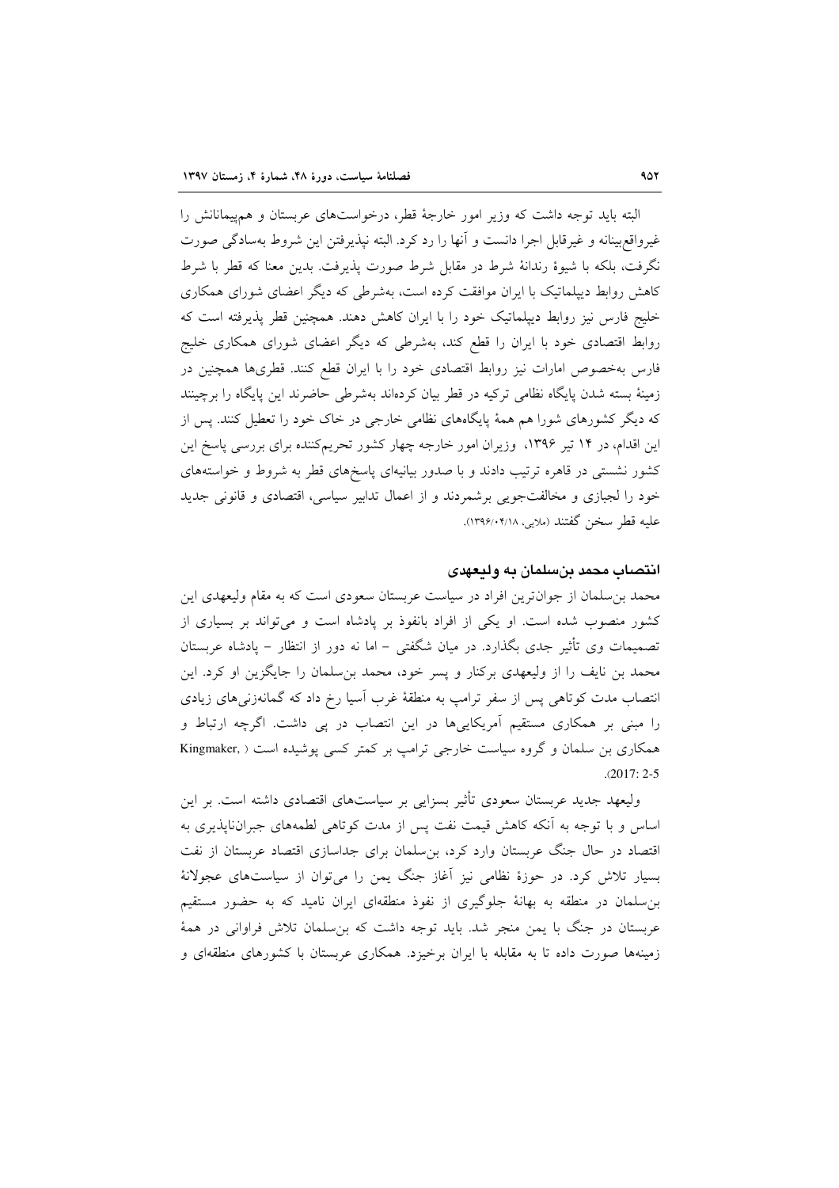البته باید توجه داشت که وزیر امور خارجهٔ قطر، درخواست‌های عربستان و هم‌پیمانانش را غیرواقع‌بینانه و غیرقابل اجرا دانست و آنها را رد کرد. البته نپذیرفتن این شروط به‌سادگی صورت نگرفت، بلکه با شیوهٔ رندانهٔ شرط در مقابل شرط صورت پذیرفت. بدین معنا که قطر با شرط کاهش روابط دیپلماتیک با ایران موافقت کرده است، به‌شرطی که دیگر اعضای شورای همکاری خلیج فارس نیز روابط دیپلماتیک خود را با ایران کاهش دهند. همچنین قطر پذیرفته است که روابط اقتصادی خود با ایران را قطع کند، به‌شرطی که دیگر اعضای شورای همکاری خلیج فارس به‌خصوص امارات نیز روابط اقتصادی خود را با ایران قطع کنند. قطری‌ها همچنین در زمینهٔ بسته شدن پایگاه نظامی ترکیه در قطر بیان کرده‌اند به‌شرطی حاضرند این پایگاه را برچینند که دیگر کشورهای شورا هم همهٔ پایگاه‌های نظامی خارجی در خاک خود را تعطیل کنند. پس از این اقدام، در ۱۴ تیر ۱۳۹۶، وزیران امور خارجه چهار کشور تحریم‌کننده برای بررسی پاسخ این کشور نشستی در قاهره ترتیب دادند و با صدور بیانیه‌ای پاسخ‌های قطر به شروط و خواسته‌های خود را لجبازی و مخالفت‌جویی برشمردند و از اعمال تدابیر سیاسی، اقتصادی و قانونی جدید علیه قطر سخن گفتند (ملایی، ۱۳۹۶/۰۴/۱۸).

### انتصاب محمد بن‌سلمان به ولیعهدی

محمد بن‌سلمان از جوان‌ترین افراد در سیاست عربستان سعودی است که به مقام ولیعهدی این کشور منصوب شده است. او یکی از افراد بانفوذ بر پادشاه است و می‌تواند بر بسیاری از تصمیمات وی تأثیر جدی بگذارد. در میان شگفتی – اما نه دور از انتظار – پادشاه عربستان محمد بن نایف را از ولیعهدی برکنار و پسر خود، محمد بن‌سلمان را جایگزین او کرد. این انتصاب مدت کوتاهی پس از سفر ترامپ به منطقهٔ غرب آسیا رخ داد که گمانه‌زنی‌های زیادی را مبنی بر همکاری مستقیم آمریکایی‌ها در این انتصاب در پی داشت. اگرچه ارتباط و همکاری بن سلمان و گروه سیاست خارجی ترامپ بر کمتر کسی پوشیده است (Kingmaker, 2017: 2-5).

ولیعهد جدید عربستان سعودی تأثیر بسزایی بر سیاست‌های اقتصادی داشته است. بر این اساس و با توجه به آنکه کاهش قیمت نفت پس از مدت کوتاهی لطمه‌های جبران‌ناپذیری به اقتصاد در حال جنگ عربستان وارد کرد، بن‌سلمان برای جداسازی اقتصاد عربستان از نفت بسیار تلاش کرد. در حوزهٔ نظامی نیز آغاز جنگ یمن را می‌توان از سیاست‌های عجولانهٔ بن‌سلمان در منطقه به بهانهٔ جلوگیری از نفوذ منطقه‌ای ایران نامید که به حضور مستقیم عربستان در جنگ با یمن منجر شد. باید توجه داشت که بن‌سلمان تلاش فراوانی در همهٔ زمینه‌ها صورت داده تا به مقابله با ایران برخیزد. همکاری عربستان با کشورهای منطقه‌ای و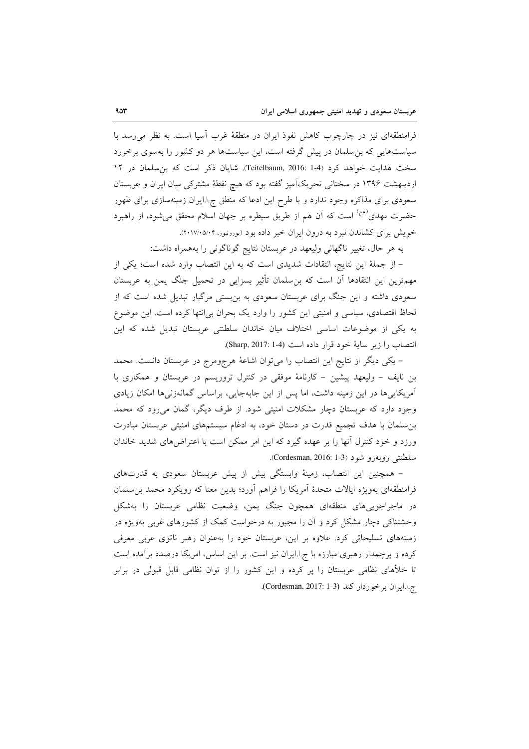فرامنطقه‌ای نیز در چارچوب کاهش نفوذ ایران در منطقهٔ غرب آسیا است. به نظر می‌رسد با سیاست‌هایی که بن‌سلمان در پیش گرفته است، این سیاست‌ها هر دو کشور را به‌سوی برخورد سخت هدایت خواهد کرد (Teitelbaum, 2016: 1-4). شایان ذکر است که بن‌سلمان در ۱۲ اردیبهشت ۱۳۹۶ در سخنانی تحریک‌آمیز گفته بود که هیچ نقطهٔ مشترکی میان ایران و عربستان سعودی برای مذاکره وجود ندارد و با طرح این ادعا که منطق ج.ا.ایران زمینه‌سازی برای ظهور حضرت مهدی(عج) است که آن هم از طریق سیطره بر جهان اسلام محقق می‌شود، از راهبرد خویش برای کشاندن نبرد به درون ایران خبر داده بود (یورونیوز، ۲۰۱۷/۰۵/۰۴).

به هر حال، تغییر ناگهانی ولیعهد در عربستان نتایج گوناگونی را به‌همراه داشت:

– از جملهٔ این نتایج، انتقادات شدیدی است که به این انتصاب وارد شده است؛ یکی از مهم‌ترین این انتقادها آن است که بن‌سلمان تأثیر بسزایی در تحمیل جنگ یمن به عربستان سعودی داشته و این جنگ برای عربستان سعودی به بن‌بستی مرگبار تبدیل شده است که از لحاظ اقتصادی، سیاسی و امنیتی این کشور را وارد یک بحران بی‌انتها کرده است. این موضوع به یکی از موضوعات اساسی اختلاف میان خاندان سلطنتی عربستان تبدیل شده که این انتصاب را زیر سایهٔ خود قرار داده است (Sharp, 2017: 1-4).

– یکی دیگر از نتایج این انتصاب را می‌توان اشاعهٔ هرج‌ومرج در عربستان دانست. محمد بن نایف – ولیعهد پیشین – کارنامهٔ موفقی در کنترل تروریسم در عربستان و همکاری با آمریکایی‌ها در این زمینه داشت، اما پس از این جابه‌جایی، براساس گمانه‌زنی‌ها امکان زیادی وجود دارد که عربستان دچار مشکلات امنیتی شود. از طرف دیگر، گمان می‌رود که محمد بن‌سلمان با هدف تجمیع قدرت در دستان خود، به ادغام سیستم‌های امنیتی عربستان مبادرت ورزد و خود کنترل آنها را بر عهده گیرد که این امر ممکن است با اعتراض‌های شدید خاندان سلطنتی روبه‌رو شود (Cordesman, 2016: 1-3).

– همچنین این انتصاب، زمینهٔ وابستگی بیش از پیش عربستان سعودی به قدرت‌های فرامنطقه‌ای به‌ویژه ایالات متحدهٔ آمریکا را فراهم آورد؛ بدین معنا که رویکرد محمد بن‌سلمان در ماجراجویی‌های منطقه‌ای همچون جنگ یمن، وضعیت نظامی عربستان را به‌شکل وحشتناکی دچار مشکل کرد و آن را مجبور به درخواست کمک از کشورهای غربی به‌ویژه در زمینه‌های تسلیحاتی کرد. علاوه بر این، عربستان خود را به‌عنوان رهبر ناتوی عربی معرفی کرده و پرچمدار رهبری مبارزه با ج.ا.ایران نیز است. بر این اساس، امریکا درصدد برآمده است تا خلأهای نظامی عربستان را پر کرده و این کشور را از توان نظامی قابل قبولی در برابر ج.ا.ایران برخوردار کند (Cordesman, 2017: 1-3).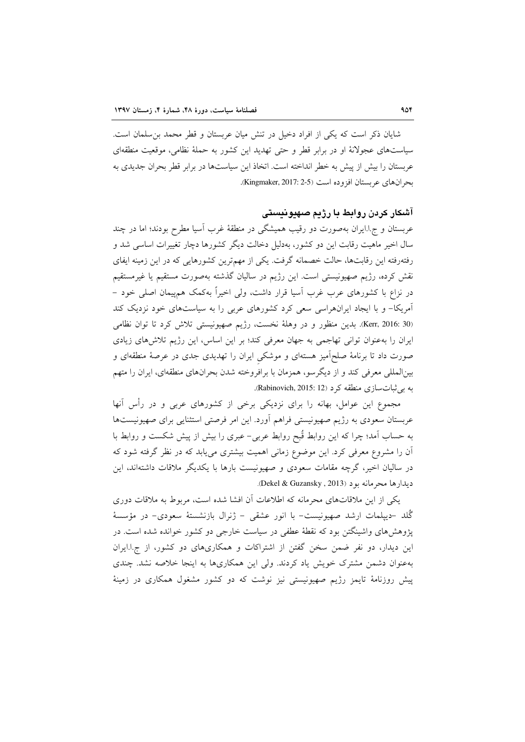شایان ذکر است که یکی از افراد دخیل در تنش میان عربستان و قطر محمد بن‌سلمان است. سیاست‌های عجولانهٔ او در برابر قطر و حتی تهدید این کشور به حملهٔ نظامی، موقعیت منطقه‌ای عربستان را بیش از پیش به خطر انداخته است. اتخاذ این سیاست‌ها در برابر قطر بحران جدیدی به بحران‌های عربستان افزوده است (Kingmaker, 2017: 2-5).

## آشکار کردن روابط با رژیم صهیونیستی

عربستان و ج.ا.ایران به‌صورت دو رقیب همیشگی در منطقهٔ غرب آسیا مطرح بودند؛ اما در چند سال اخیر ماهیت رقابت این دو کشور، به‌دلیل دخالت دیگر کشورها دچار تغییرات اساسی شد و رفته‌رفته این رقابت‌ها، حالت خصمانه گرفت. یکی از مهم‌ترین کشورهایی که در این زمینه ایفای نقش کرده، رژیم صهیونیستی است. این رژیم در سالیان گذشته به‌صورت مستقیم یا غیرمستقیم در نزاع با کشورهای عرب غرب آسیا قرار داشت، ولی اخیراً به‌کمک هم‌پیمان اصلی خود - آمریکا- و با ایجاد ایران‌هراسی سعی کرد کشورهای عربی را به سیاست‌های خود نزدیک کند (Kerr, 2016: 30). بدین منظور و در وهلهٔ نخست، رژیم صهیونیستی تلاش کرد تا توان نظامی ایران را به‌عنوان توانی تهاجمی به جهان معرفی کند؛ بر این اساس، این رژیم تلاش‌های زیادی صورت داد تا برنامهٔ صلح‌آمیز هسته‌ای و موشکیِ ایران را تهدیدی جدی در عرصهٔ منطقه‌ای و بین‌المللی معرفی کند و از دیگرسو، همزمان با برافروخته شدن بحران‌های منطقه‌ای، ایران را متهم به بی‌ثبات‌سازی منطقه کرد (Rabinovich, 2015: 12).

مجموع این عوامل، بهانه را برای نزدیکی برخی از کشورهای عربی و در رأس آنها عربستان سعودی به رژیم صهیونیستی فراهم آورد. این امر فرصتی استثنایی برای صهیونیست‌ها به حساب آمد؛ چرا که این روابط قُبح روابط عربی- عبری را بیش از پیش شکست و روابط با آن را مشروع معرفی کرد. این موضوع زمانی اهمیت بیشتری می‌یابد که در نظر گرفته شود که در سالیان اخیر، گرچه مقامات سعودی و صهیونیست بارها با یکدیگر ملاقات داشته‌اند، این دیدارها محرمانه بود (Dekel & Guzansky , 2013).

یکی از این ملاقات‌های محرمانه که اطلاعات آن افشا شده است، مربوط به ملاقات دوری گُلد -دیپلمات ارشد صهیونیست- با انور عشقی - ژنرال بازنشستهٔ سعودی- در مؤسسهٔ پژوهش‌های واشینگتن بود که نقطهٔ عطفی در سیاست خارجی دو کشور خوانده شده است. در این دیدار، دو نفر ضمن سخن گفتن از اشتراکات و همکاری‌های دو کشور، از ج.ا.ایران به‌عنوان دشمن مشترک خویش یاد کردند. ولی این همکاری‌ها به اینجا خلاصه نشد. چندی پیش روزنامهٔ تایمز رژیم صهیونیستی نیز نوشت که دو کشور مشغول همکاری در زمینهٔ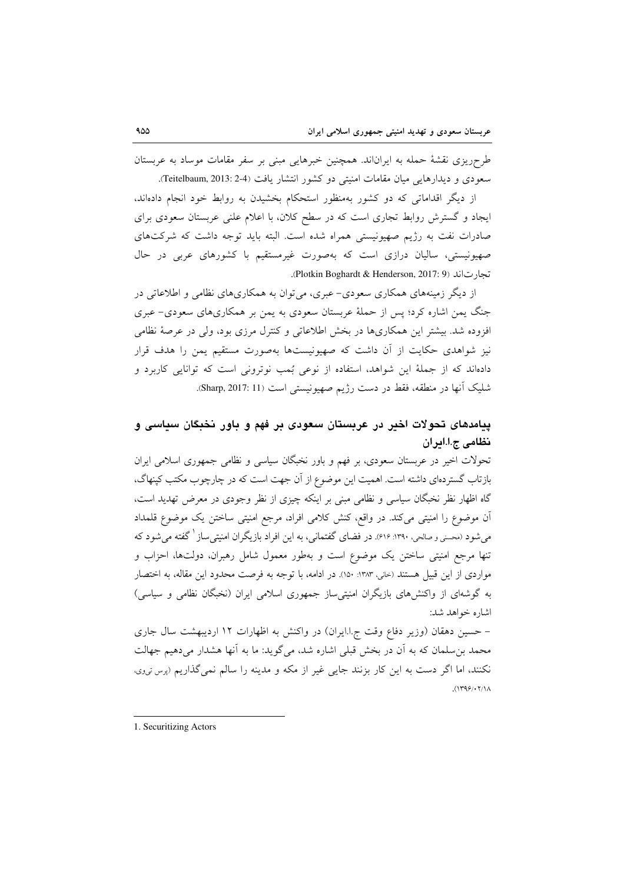طرح‌ریزی نقشهٔ حمله به ایران‌اند. همچنین خبرهایی مبنی بر سفر مقامات موساد به عربستان سعودی و دیدارهایی میان مقامات امنیتی دو کشور انتشار یافت (Teitelbaum, 2013: 2-4).

از دیگر اقداماتی که دو کشور به‌منظور استحکام بخشیدن به روابط خود انجام داده‌اند، ایجاد و گسترش روابط تجاری است که در سطح کلان، با اعلام علنی عربستان سعودی برای صادرات نفت به رژیم صهیونیستی همراه شده است. البته باید توجه داشت که شرکت‌های صهیونیستی، سالیان درازی است که به‌صورت غیرمستقیم با کشورهای عربی در حال تجارت‌اند (Plotkin Boghardt & Henderson, 2017: 9).

از دیگر زمینه‌های همکاری سعودی- عبری، می‌توان به همکاری‌های نظامی و اطلاعاتی در جنگ یمن اشاره کرد؛ پس از حملهٔ عربستان سعودی به یمن بر همکاری‌های سعودی- عبری افزوده شد. بیشتر این همکاری‌ها در بخش اطلاعاتی و کنترل مرزی بود، ولی در عرصهٔ نظامی نیز شواهدی حکایت از آن داشت که صهیونیست‌ها به‌صورت مستقیم یمن را هدف قرار داده‌اند که از جملهٔ این شواهد، استفاده از نوعی بُمب نوترونی است که توانایی کاربرد و شلیک آنها در منطقه، فقط در دست رژیم صهیونیستی است (Sharp, 2017: 11).

## پیامدهای تحولات اخیر در عربستان سعودی بر فهم و باور نخبگان سیاسی و نظامی ج.ا.ایران

تحولات اخیر در عربستان سعودی، بر فهم و باور نخبگان سیاسی و نظامی جمهوری اسلامی ایران بازتاب گسترده‌ای داشته است. اهمیت این موضوع از آن جهت است که در چارچوب مکتب کپنهاگ، گاه اظهار نظر نخبگان سیاسی و نظامی مبنی بر اینکه چیزی از نظر وجودی در معرض تهدید است، آن موضوع را امنیتی می‌کند. در واقع، کنش کلامی افراد، مرجع امنیتی ساختن یک موضوع قلمداد می‌شود (محسنی و صالحی، ۱۳۹۰: ۶۱۶). در فضای گفتمانی، به این افراد بازیگران امنیتی‌ساز[1] گفته می‌شود که تنها مرجع امنیتی ساختن یک موضوع است و به‌طور معمول شامل رهبران، دولت‌ها، احزاب و مواردی از این قبیل هستند (خانی، ۱۳۸۳: ۱۵۰). در ادامه، با توجه به فرصت محدود این مقاله، به اختصار به گوشه‌ای از واکنش‌های بازیگران امنیتی‌ساز جمهوری اسلامی ایران (نخبگان نظامی و سیاسی) اشاره خواهد شد:

- حسین دهقان (وزیر دفاع وقت ج.ا.ایران) در واکنش به اظهارات ۱۲ اردیبهشت سال جاری محمد بن‌سلمان که به آن در بخش قبلی اشاره شد، می‌گوید: ما به آنها هشدار می‌دهیم جهالت نکنند، اما اگر دست به این کار بزنند جایی غیر از مکه و مدینه را سالم نمی‌گذاریم (پرس تی‌وی، ۱۳۹۶/۰۲/۱۸).

1. Securitizing Actors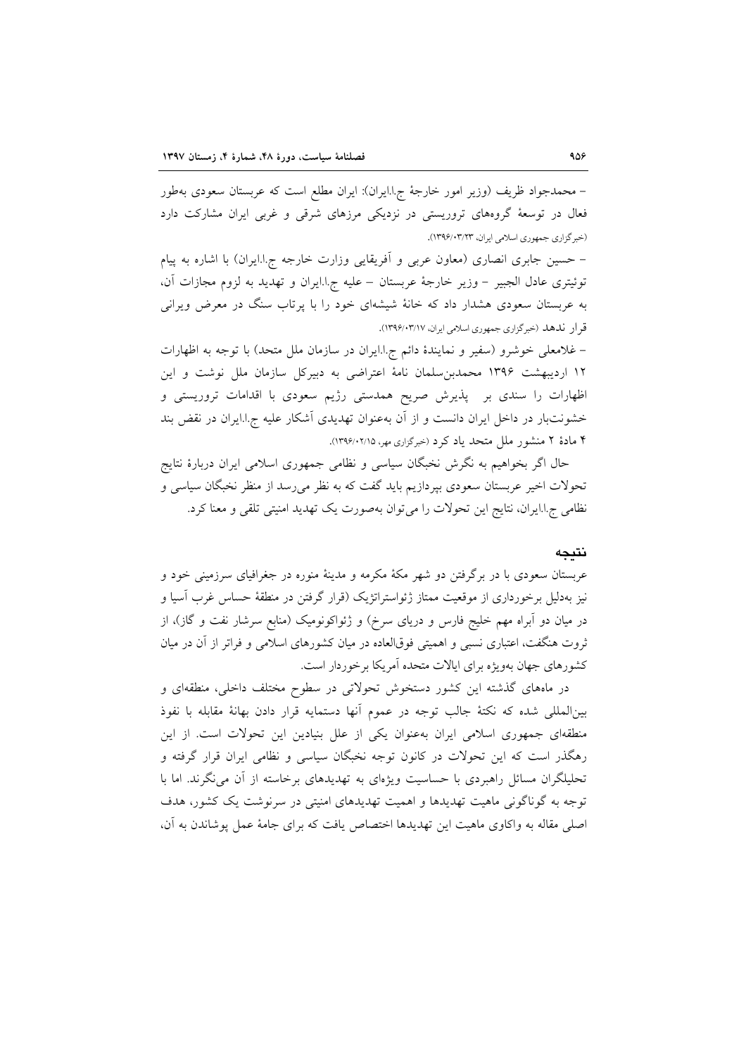– محمدجواد ظریف (وزیر امور خارجهٔ ج.ا.ایران): ایران مطلع است که عربستان سعودی به‌طور فعال در توسعهٔ گروه‌های تروریستی در نزدیکی مرزهای شرقی و غربی ایران مشارکت دارد (خبرگزاری جمهوری اسلامی ایران، ۱۳۹۶/۰۳/۲۳).

– حسین جابری انصاری (معاون عربی و آفریقایی وزارت خارجه ج.ا.ایران) با اشاره به پیام توئیتری عادل الجبیر – وزیر خارجهٔ عربستان – علیه ج.ا.ایران و تهدید به لزوم مجازات آن، به عربستان سعودی هشدار داد که خانهٔ شیشه‌ای خود را با پرتاب سنگ در معرض ویرانی قرار ندهد (خبرگزاری جمهوری اسلامی ایران، ۱۳۹۶/۰۳/۱۷).

– غلامعلی خوشرو (سفیر و نمایندهٔ دائم ج.ا.ایران در سازمان ملل متحد) با توجه به اظهارات ۱۲ اردیبهشت ۱۳۹۶ محمدبن‌سلمان نامهٔ اعتراضی به دبیرکل سازمان ملل نوشت و این اظهارات را سندی بر پذیرش صریح همدستی رژیم سعودی با اقدامات تروریستی و خشونت‌بار در داخل ایران دانست و از آن به‌عنوان تهدیدی آشکار علیه ج.ا.ایران در نقض بند ۴ مادهٔ ۲ منشور ملل متحد یاد کرد (خبرگزاری مهر، ۱۳۹۶/۰۲/۱۵).

حال اگر بخواهیم به نگرش نخبگان سیاسی و نظامی جمهوری اسلامی ایران دربارهٔ نتایج تحولات اخیر عربستان سعودی بپردازیم باید گفت که به نظر می‌رسد از منظر نخبگان سیاسی و نظامی ج.ا.ایران، نتایج این تحولات را می‌توان به‌صورت یک تهدید امنیتی تلقی و معنا کرد.

## نتیجه

عربستان سعودی با در برگرفتن دو شهر مکهٔ مکرمه و مدینهٔ منوره در جغرافیای سرزمینی خود و نیز به‌دلیل برخورداری از موقعیت ممتاز ژئواستراتژیک (قرار گرفتن در منطقهٔ حساس غرب آسیا و در میان دو آبراه مهم خلیج فارس و دریای سرخ) و ژئواکونومیک (منابع سرشار نفت و گاز)، از ثروت هنگفت، اعتباری نسبی و اهمیتی فوق‌العاده در میان کشورهای اسلامی و فراتر از آن در میان کشورهای جهان به‌ویژه برای ایالات متحده آمریکا برخوردار است.

در ماه‌های گذشته این کشور دستخوش تحولاتی در سطوح مختلف داخلی، منطقه‌ای و بین‌المللی شده که نکتهٔ جالب توجه در عموم آنها دستمایه قرار دادن بهانهٔ مقابله با نفوذ منطقه‌ای جمهوری اسلامی ایران به‌عنوان یکی از علل بنیادین این تحولات است. از این رهگذر است که این تحولات در کانون توجه نخبگان سیاسی و نظامی ایران قرار گرفته و تحلیلگران مسائل راهبردی با حساسیت ویژه‌ای به تهدیدهای برخاسته از آن می‌نگرند. اما با توجه به گوناگونی ماهیت تهدیدها و اهمیت تهدیدهای امنیتی در سرنوشت یک کشور، هدف اصلی مقاله به واکاوی ماهیت این تهدیدها اختصاص یافت که برای جامهٔ عمل پوشاندن به آن،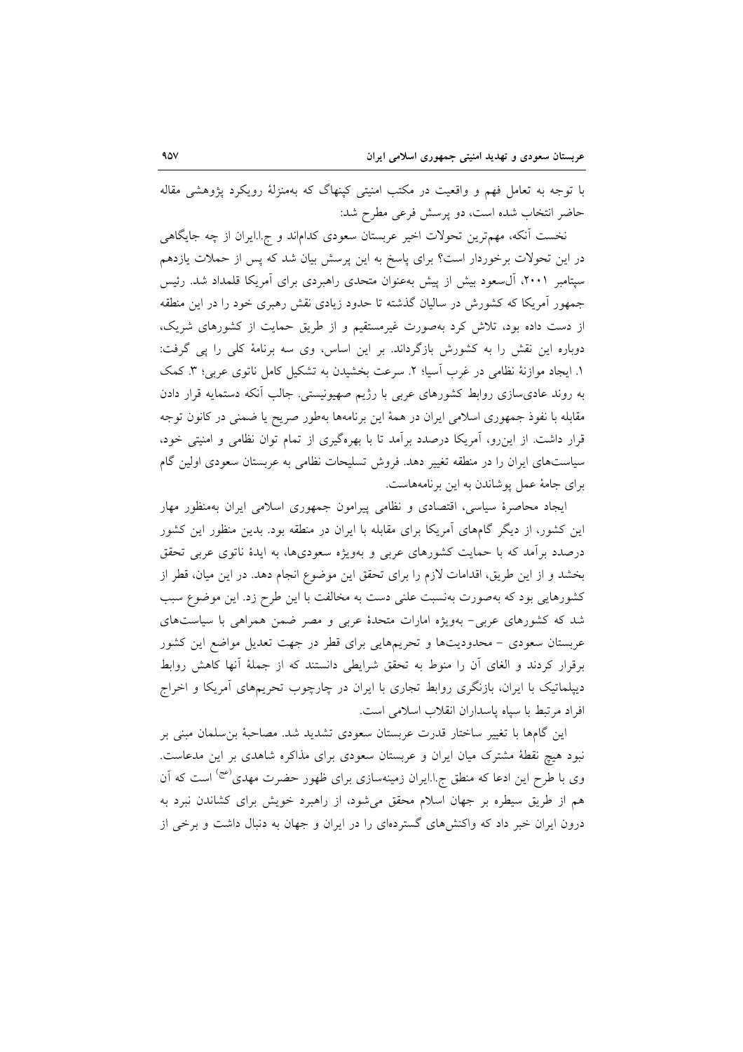با توجه به تعامل فهم و واقعیت در مکتب امنیتی کپنهاگ که به‌منزلهٔ رویکرد پژوهشی مقاله حاضر انتخاب شده است، دو پرسش فرعی مطرح شد:

نخست آنکه، مهم‌ترین تحولات اخیر عربستان سعودی کدام‌اند و ج.ا.ایران از چه جایگاهی در این تحولات برخوردار است؟ برای پاسخ به این پرسش بیان شد که پس از حملات یازدهم سپتامبر ۲۰۰۱، آل‌سعود بیش از پیش به‌عنوان متحدی راهبردی برای آمریکا قلمداد شد. رئیس جمهور آمریکا که کشورش در سالیان گذشته تا حدود زیادی نقش رهبری خود را در این منطقه از دست داده بود، تلاش کرد به‌صورت غیرمستقیم و از طریق حمایت از کشورهای شریک، دوباره این نقش را به کشورش بازگرداند. بر این اساس، وی سه برنامهٔ کلی را پی گرفت: ۱. ایجاد موازنهٔ نظامی در غرب آسیا؛ ۲. سرعت بخشیدن به تشکیل کامل ناتوی عربی؛ ۳. کمک به روند عادی‌سازی روابط کشورهای عربی با رژیم صهیونیستی. جالب آنکه دستمایه قرار دادن مقابله با نفوذ جمهوری اسلامی ایران در همهٔ این برنامه‌ها به‌طور صریح یا ضمنی در کانون توجه قرار داشت. از این‌رو، آمریکا درصدد برآمد تا با بهره‌گیری از تمام توان نظامی و امنیتی خود، سیاست‌های ایران را در منطقه تغییر دهد. فروش تسلیحات نظامی به عربستان سعودی اولین گام برای جامهٔ عمل پوشاندن به این برنامه‌هاست.

ایجاد محاصرهٔ سیاسی، اقتصادی و نظامی پیرامون جمهوری اسلامی ایران به‌منظور مهار این کشور، از دیگر گام‌های آمریکا برای مقابله با ایران در منطقه بود. بدین منظور این کشور درصدد برآمد که با حمایت کشورهای عربی و به‌ویژه سعودی‌ها، به ایدهٔ ناتوی عربی تحقق بخشد و از این طریق، اقدامات لازم را برای تحقق این موضوع انجام دهد. در این میان، قطر از کشورهایی بود که به‌صورت علنی دست به مخالفت با این طرح زد. این موضوع سبب شد که کشورهای عربی- به‌ویژه امارات متحدهٔ عربی و مصر ضمن همراهی با سیاست‌های عربستان سعودی - محدودیت‌ها و تحریم‌هایی برای قطر در جهت تعدیل مواضع این کشور برقرار کردند و الغای آن را منوط به تحقق شرایطی دانستند که از جملهٔ آنها کاهش روابط دیپلماتیک با ایران، بازنگری روابط تجاری با ایران در چارچوب تحریم‌های آمریکا و اخراج افراد مرتبط با سپاه پاسداران انقلاب اسلامی است.

این گام‌ها با تغییر ساختار قدرت عربستان سعودی تشدید شد. مصاحبهٔ بن‌سلمان مبنی بر نبود هیچ نقطهٔ مشترک میان ایران و عربستان سعودی برای مذاکره شاهدی بر این مدعاست. وی با طرح این ادعا که منطق ج.ا.ایران زمینه‌سازی برای ظهور حضرت مهدی(عج) است که آن هم از طریق سیطره بر جهان اسلام محقق می‌شود، از راهبرد خویش برای کشاندن نبرد به درون ایران خبر داد که واکنش‌های گسترده‌ای را در ایران و جهان به دنبال داشت و برخی از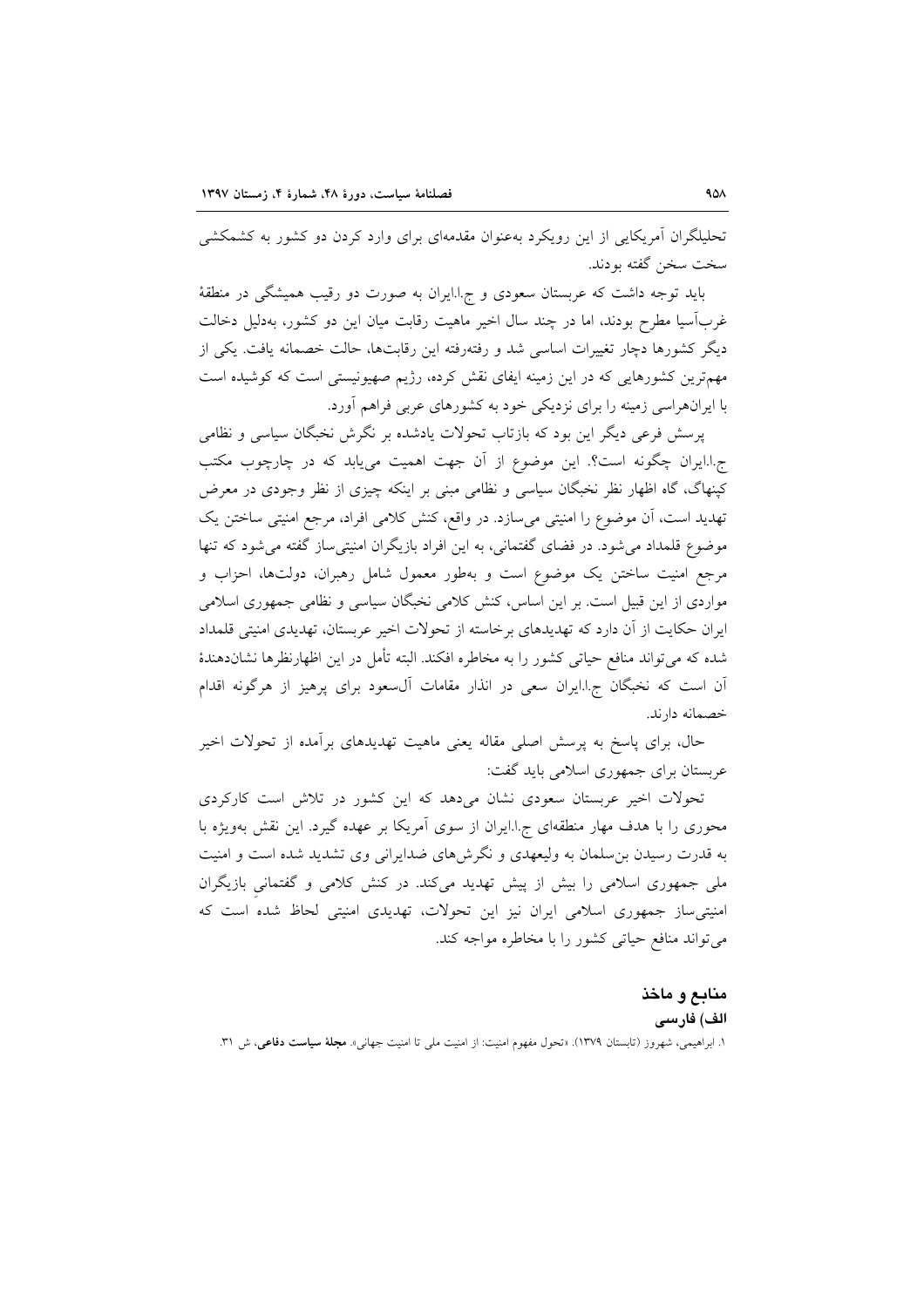تحلیلگران آمریکایی از این رویکرد به‌عنوان مقدمه‌ای برای وارد کردن دو کشور به کشمکشی سخت سخن گفته بودند.

باید توجه داشت که عربستان سعودی و ج.ا.ایران به صورت دو رقیب همیشگی در منطقهٔ غرب‌آسیا مطرح بودند، اما در چند سال اخیر ماهیت رقابت میان این دو کشور، به‌دلیل دخالت دیگر کشورها دچار تغییرات اساسی شد و رفته‌رفته این رقابت‌ها، حالت خصمانه یافت. یکی از مهم‌ترین کشورهایی که در این زمینه ایفای نقش کرده، رژیم صهیونیستی است که کوشیده است با ایران‌هراسی زمینه را برای نزدیکی خود به کشورهای عربی فراهم آورد.

پرسش فرعی دیگر این بود که بازتاب تحولات یادشده بر نگرش نخبگان سیاسی و نظامی ج.ا.ایران چگونه است؟. این موضوع از آن جهت اهمیت می‌یابد که در چارچوب مکتب کپنهاگ، گاه اظهار نظر نخبگان سیاسی و نظامی مبنی بر اینکه چیزی از نظر وجودی در معرض تهدید است، آن موضوع را امنیتی می‌سازد. در واقع، کنش کلامی افراد، مرجع امنیتی ساختن یک موضوع قلمداد می‌شود. در فضای گفتمانی، به این افراد بازیگران امنیتی‌ساز گفته می‌شود که تنها مرجع امنیت ساختن یک موضوع است و به‌طور معمول شامل رهبران، دولت‌ها، احزاب و مواردی از این قبیل است. بر این اساس، کنش کلامی نخبگان سیاسی و نظامی جمهوری اسلامی ایران حکایت از آن دارد که تهدیدهای برخاسته از تحولات اخیر عربستان، تهدیدی امنیتی قلمداد شده که می‌تواند منافع حیاتی کشور را به مخاطره افکند. البته تأمل در این اظهارنظرها نشان‌دهندهٔ آن است که نخبگان ج.ا.ایران سعی در انذار مقامات آل‌سعود برای پرهیز از هرگونه اقدام خصمانه دارند.

حال، برای پاسخ به پرسش اصلی مقاله یعنی ماهیت تهدیدهای برآمده از تحولات اخیر عربستان برای جمهوری اسلامی باید گفت:

تحولات اخیر عربستان سعودی نشان می‌دهد که این کشور در تلاش است کارکردی محوری را با هدف مهار منطقه‌ای ج.ا.ایران از سوی آمریکا بر عهده گیرد. این نقش به‌ویژه با به قدرت رسیدن بن‌سلمان به ولیعهدی و نگرش‌های ضدایرانی وی تشدید شده است و امنیت ملی جمهوری اسلامی را بیش از پیش تهدید می‌کند. در کنش کلامی و گفتمانیِ بازیگران امنیتی‌ساز جمهوری اسلامی ایران نیز این تحولات، تهدیدی امنیتی لحاظ شده است که می‌تواند منافع حیاتی کشور را با مخاطره مواجه کند.

## منابع و ماخذ

### الف) فارسی

۱. ابراهیمی، شهروز (تابستان ۱۳۷۹). «تحول مفهوم امنیت: از امنیت ملی تا امنیت جهانی». **مجلهٔ سیاست دفاعی**، ش ۳۱.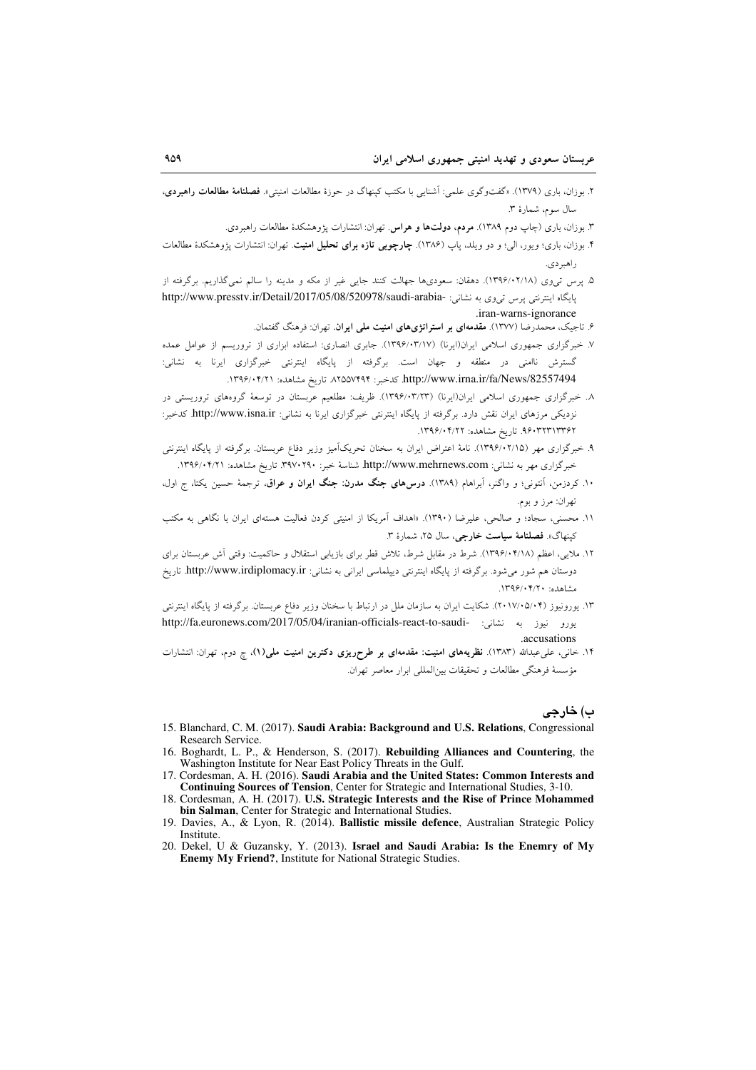۲. بوزان، باری (۱۳۷۹). «گفت‌وگوی علمی: آشنایی با مکتب کپنهاگ در حوزهٔ مطالعات امنیتی». **فصلنامهٔ مطالعات راهبردی**، سال سوم، شمارهٔ ۳.

۳. بوزان، باری (چاپ دوم ۱۳۸۹). **مردم، دولت‌ها و هراس**. تهران: انتشارات پژوهشکدهٔ مطالعات راهبردی.

۴. بوزان، باری؛ ویور، الی؛ و دو ویلد، پاپ (۱۳۸۶). **چارچوبی تازه برای تحلیل امنیت**. تهران: انتشارات پژوهشکدهٔ مطالعات راهبردی.

۵. پرس تی‌وی (۱۳۹۶/۰۲/۱۸). دهقان: سعودی‌ها جهالت کنند جایی غیر از مکه و مدینه را سالم نمی‌گذاریم. برگرفته از پایگاه اینترنتی پرس تی‌وی به نشانی: http://www.presstv.ir/Detail/2017/05/08/520978/saudi-arabia-iran-warns-ignorance.

۶. تاجیک، محمدرضا (۱۳۷۷). **مقدمه‌ای بر استراتژی‌های امنیت ملی ایران**. تهران: فرهنگ گفتمان.

۷. خبرگزاری جمهوری اسلامی ایران(ایرنا) (۱۳۹۶/۰۳/۱۷). جابری انصاری: استفاده ابزاری از تروریسم از عوامل عمده گسترش ناامنی در منطقه و جهان است. برگرفته از پایگاه اینترنتی خبرگزاری ایرنا به نشانی: http://www.irna.ir/fa/News/82557494. کدخبر: ۸۲۵۵۷۴۹۴. تاریخ مشاهده: ۱۳۹۶/۰۴/۲۱.

۸. خبرگزاری جمهوری اسلامی ایران(ایرنا) (۱۳۹۶/۰۳/۲۳). ظریف: مطلعیم عربستان در توسعهٔ گروه‌های تروریستی در نزدیکی مرزهای ایران نقش دارد. برگرفته از پایگاه اینترنتی خبرگزاری ایرنا به نشانی: http://www.isna.ir. کدخبر: ۹۶۰۳۲۳۱۳۳۶۲. تاریخ مشاهده: ۱۳۹۶/۰۴/۲۲.

۹. خبرگزاری مهر (۱۳۹۶/۰۲/۱۵). نامهٔ اعتراض ایران به سخنان تحریک‌آمیز وزیر دفاع عربستان. برگرفته از پایگاه اینترنتی خبرگزاری مهر به نشانی: http://www.mehrnews.com. شناسهٔ خبر: ۳۹۷۰۲۹۰. تاریخ مشاهده: ۱۳۹۶/۰۴/۲۱.

۱۰. کردزمن، آنتونی؛ و واگنر، آبراهام (۱۳۸۹). **درس‌های جنگ مدرن: جنگ ایران و عراق**، ترجمهٔ حسین یکتا، چ اول، تهران: مرز و بوم.

۱۱. محسنی، سجاد؛ و صالحی، علیرضا (۱۳۹۰). «اهداف آمریکا از امنیتی کردن فعالیت هسته‌ای ایران با نگاهی به مکتب کپنهاگ». **فصلنامهٔ سیاست خارجی**، سال ۲۵، شمارهٔ ۳.

۱۲. ملایی، اعظم (۱۳۹۶/۰۴/۱۸). شرط در مقابل شرط، تلاش قطر برای بازیابی استقلال و حاکمیت: وقتی آش عربستان برای دوستان هم شور می‌شود. برگرفته از پایگاه اینترنتی دیپلماسی ایرانی به نشانی: http://www.irdiplomacy.ir. تاریخ مشاهده: ۱۳۹۶/۰۴/۲۰.

۱۳. یورونیوز (۲۰۱۷/۰۵/۰۴). شکایت ایران به سازمان ملل در ارتباط با سخنان وزیر دفاع عربستان. برگرفته از پایگاه اینترنتی یورو نیوز به نشانی: http://fa.euronews.com/2017/05/04/iranian-officials-react-to-saudi-accusations.

۱۴. خانی، علی‌عبدالله (۱۳۸۳). **نظریه‌های امنیت: مقدمه‌ای بر طرح‌ریزی دکترین امنیت ملی(۱)**، چ دوم، تهران: انتشارات مؤسسهٔ فرهنگی مطالعات و تحقیقات بین‌المللی ابرار معاصر تهران.

## ب) خارجی

15. Blanchard, C. M. (2017). **Saudi Arabia: Background and U.S. Relations**, Congressional Research Service.
16. Boghardt, L. P., & Henderson, S. (2017). **Rebuilding Alliances and Countering**, the Washington Institute for Near East Policy Threats in the Gulf.
17. Cordesman, A. H. (2016). **Saudi Arabia and the United States: Common Interests and Continuing Sources of Tension**, Center for Strategic and International Studies, 3-10.
18. Cordesman, A. H. (2017). **U.S. Strategic Interests and the Rise of Prince Mohammed bin Salman**, Center for Strategic and International Studies.
19. Davies, A., & Lyon, R. (2014). **Ballistic missile defence**, Australian Strategic Policy Institute.
20. Dekel, U & Guzansky, Y. (2013). **Israel and Saudi Arabia: Is the Enemry of My Enemy My Friend?**, Institute for National Strategic Studies.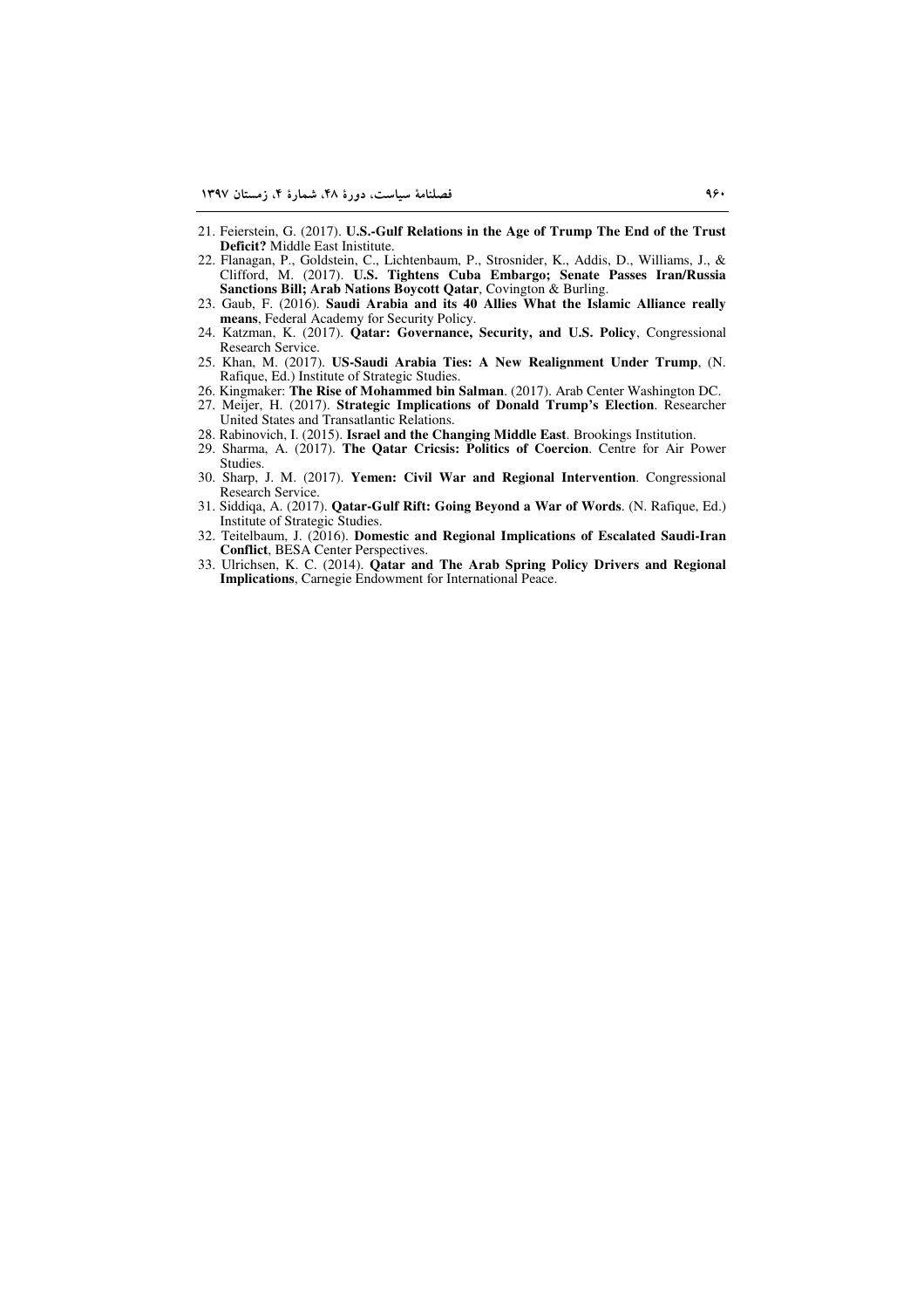21. Feierstein, G. (2017). **U.S.-Gulf Relations in the Age of Trump The End of the Trust Deficit?** Middle East Inistitute.
22. Flanagan, P., Goldstein, C., Lichtenbaum, P., Strosnider, K., Addis, D., Williams, J., & Clifford, M. (2017). **U.S. Tightens Cuba Embargo; Senate Passes Iran/Russia Sanctions Bill; Arab Nations Boycott Qatar**, Covington & Burling.
23. Gaub, F. (2016). **Saudi Arabia and its 40 Allies What the Islamic Alliance really means**, Federal Academy for Security Policy.
24. Katzman, K. (2017). **Qatar: Governance, Security, and U.S. Policy**, Congressional Research Service.
25. Khan, M. (2017). **US-Saudi Arabia Ties: A New Realignment Under Trump**, (N. Rafique, Ed.) Institute of Strategic Studies.
26. Kingmaker: **The Rise of Mohammed bin Salman**. (2017). Arab Center Washington DC.
27. Meijer, H. (2017). **Strategic Implications of Donald Trump's Election**. Researcher United States and Transatlantic Relations.
28. Rabinovich, I. (2015). **Israel and the Changing Middle East**. Brookings Institution.
29. Sharma, A. (2017). **The Qatar Cricsis: Politics of Coercion**. Centre for Air Power Studies.
30. Sharp, J. M. (2017). **Yemen: Civil War and Regional Intervention**. Congressional Research Service.
31. Siddiqa, A. (2017). **Qatar-Gulf Rift: Going Beyond a War of Words**. (N. Rafique, Ed.) Institute of Strategic Studies.
32. Teitelbaum, J. (2016). **Domestic and Regional Implications of Escalated Saudi-Iran Conflict**, BESA Center Perspectives.
33. Ulrichsen, K. C. (2014). **Qatar and The Arab Spring Policy Drivers and Regional Implications**, Carnegie Endowment for International Peace.